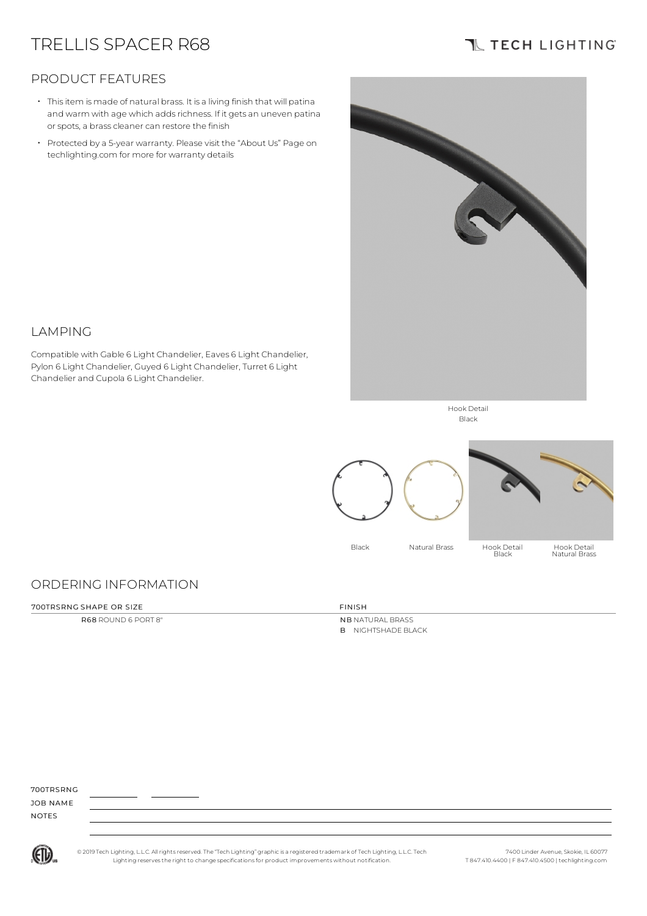# TRELLIS SPACER R68

TECH LIGHTING

## PRODUCT FEATURES

- This item is made of natural brass. It is a living finish that will patina and warm with age which adds richness. If it gets an uneven patina or spots, a brass cleaner can restore the finish
- Protected by a 5-year warranty. Please visit the "About Us" Page on techlighting.com for more for warranty details

## LAMPING

Compatible with Gable 6 Light Chandelier, Eaves 6 Light Chandelier, Pylon 6 Light Chandelier, Guyed 6 Light Chandelier, Turret 6 Light Chandelier and Cupola 6 Light Chandelier.

Hook Detail
Black

Black

Natural Brass

Hook Detail
Black

Hook Detail
Natural Brass

## ORDERING INFORMATION

| 700TRSRNG SHAPE OR SIZE | FINISH |
|---|---|
| **R68** ROUND 6 PORT 8" | **NB** NATURAL BRASS |
| | **B** NIGHTSHADE BLACK |

700TRSRNG

JOB NAME

NOTES

© 2019 Tech Lighting, L.L.C. All rights reserved. The "Tech Lighting" graphic is a registered trademark of Tech Lighting, L.L.C. Tech Lighting reserves the right to change specifications for product improvements without notification.

7400 Linder Avenue, Skokie, IL 60077
T 847.410.4400 | F 847.410.4500 | techlighting.com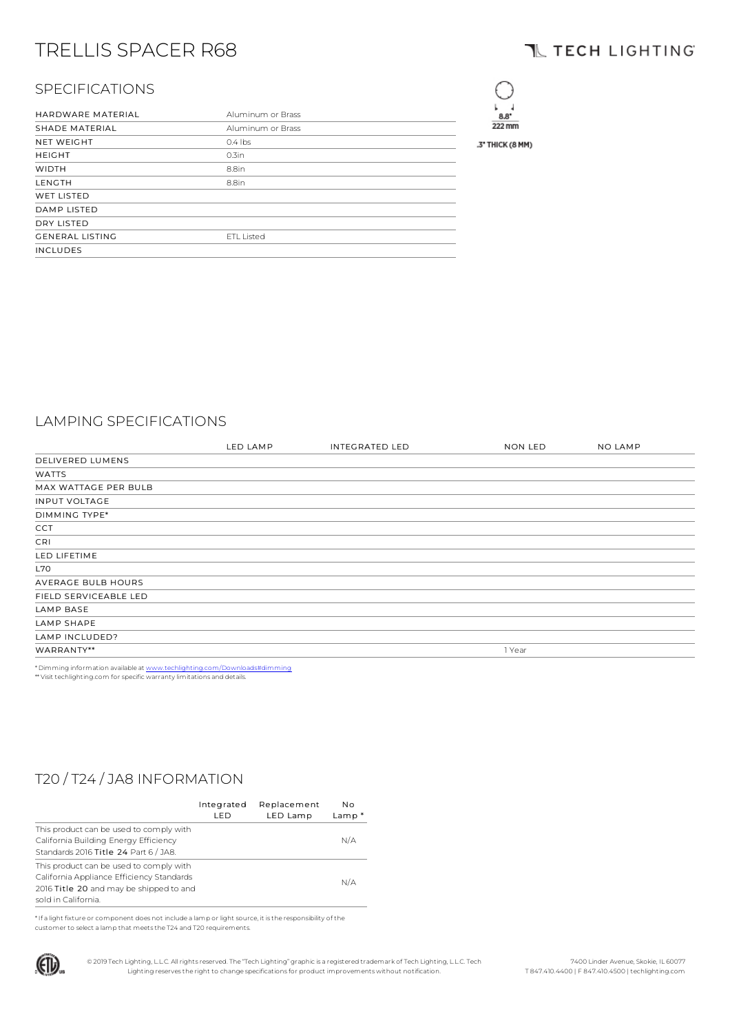# TRELLIS SPACER R68

TECH LIGHTING

## SPECIFICATIONS

| | |
|---|---|
| HARDWARE MATERIAL | Aluminum or Brass |
| SHADE MATERIAL | Aluminum or Brass |
| NET WEIGHT | 0.4 lbs |
| HEIGHT | 0.3in |
| WIDTH | 8.8in |
| LENGTH | 8.8in |
| WET LISTED | |
| DAMP LISTED | |
| DRY LISTED | |
| GENERAL LISTING | ETL Listed |
| INCLUDES | |

8.8"
222 mm

.3" THICK (8 MM)

## LAMPING SPECIFICATIONS

| | LED LAMP | INTEGRATED LED | NON LED | NO LAMP |
|---|---|---|---|---|
| DELIVERED LUMENS | | | | |
| WATTS | | | | |
| MAX WATTAGE PER BULB | | | | |
| INPUT VOLTAGE | | | | |
| DIMMING TYPE* | | | | |
| CCT | | | | |
| CRI | | | | |
| LED LIFETIME | | | | |
| L70 | | | | |
| AVERAGE BULB HOURS | | | | |
| FIELD SERVICEABLE LED | | | | |
| LAMP BASE | | | | |
| LAMP SHAPE | | | | |
| LAMP INCLUDED? | | | | |
| WARRANTY** | | | 1 Year | |

* Dimming information available at www.techlighting.com/Downloads#dimming
** Visit techlighting.com for specific warranty limitations and details.

## T20 / T24 / JA8 INFORMATION

| | Integrated LED | Replacement LED Lamp | No Lamp * |
|---|---|---|---|
| This product can be used to comply with California Building Energy Efficiency Standards 2016 Title 24 Part 6 / JA8. | | | N/A |
| This product can be used to comply with California Appliance Efficiency Standards 2016 Title 20 and may be shipped to and sold in California. | | | N/A |

* If a light fixture or component does not include a lamp or light source, it is the responsibility of the customer to select a lamp that meets the T24 and T20 requirements.

© 2019 Tech Lighting, L.L.C. All rights reserved. The "Tech Lighting" graphic is a registered trademark of Tech Lighting, L.L.C. Tech Lighting reserves the right to change specifications for product improvements without notification.

7400 Linder Avenue, Skokie, IL 60077
T 847.410.4400 | F 847.410.4500 | techlighting.com